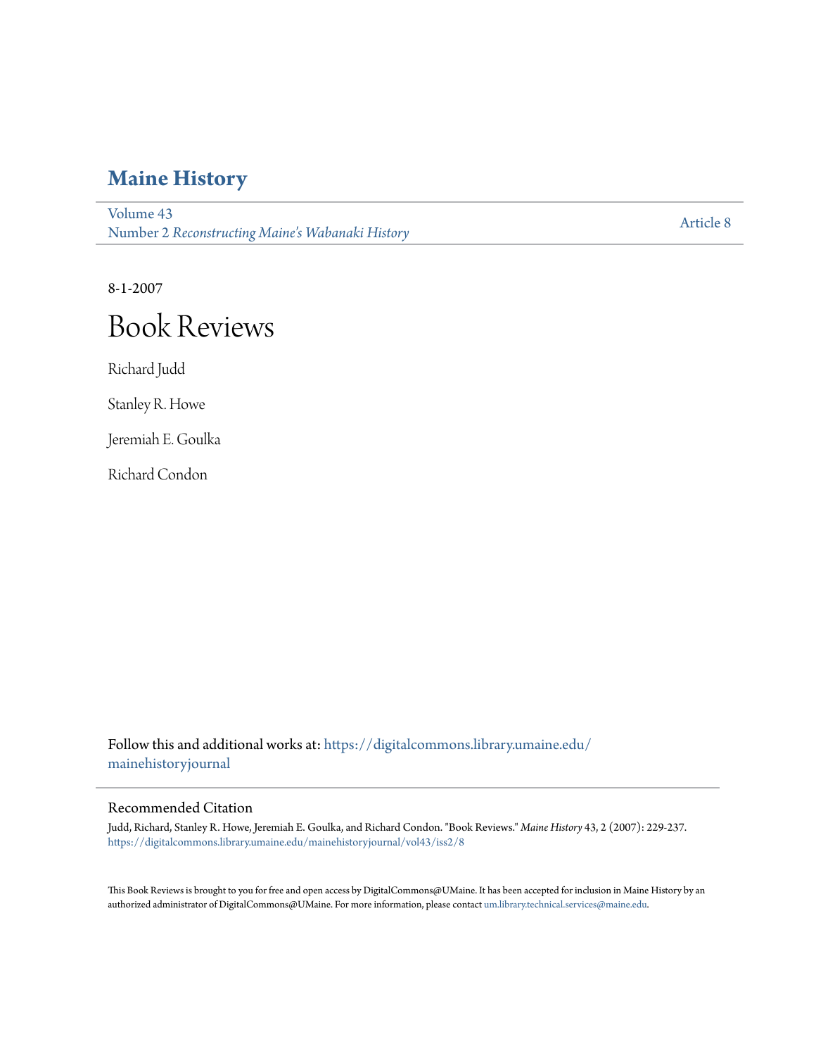# Maine History

Volume 43
Number 2 *Reconstructing Maine's Wabanaki History*

Article 8

8-1-2007

# Book Reviews

Richard Judd

Stanley R. Howe

Jeremiah E. Goulka

Richard Condon

Follow this and additional works at: https://digitalcommons.library.umaine.edu/mainehistoryjournal

## Recommended Citation

Judd, Richard, Stanley R. Howe, Jeremiah E. Goulka, and Richard Condon. "Book Reviews." *Maine History* 43, 2 (2007): 229-237.
https://digitalcommons.library.umaine.edu/mainehistoryjournal/vol43/iss2/8

This Book Reviews is brought to you for free and open access by DigitalCommons@UMaine. It has been accepted for inclusion in Maine History by an authorized administrator of DigitalCommons@UMaine. For more information, please contact um.library.technical.services@maine.edu.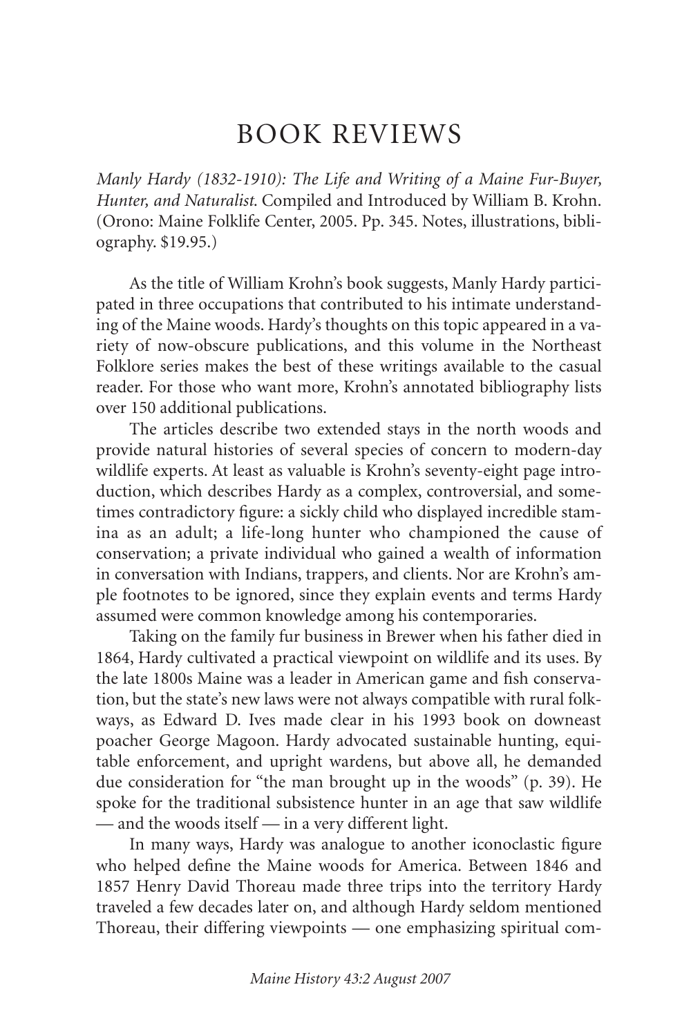# BOOK REVIEWS

*Manly Hardy (1832-1910): The Life and Writing of a Maine Fur-Buyer, Hunter, and Naturalist.* Compiled and Introduced by William B. Krohn. (Orono: Maine Folklife Center, 2005. Pp. 345. Notes, illustrations, bibliography. $19.95.)

As the title of William Krohn's book suggests, Manly Hardy participated in three occupations that contributed to his intimate understanding of the Maine woods. Hardy's thoughts on this topic appeared in a variety of now-obscure publications, and this volume in the Northeast Folklore series makes the best of these writings available to the casual reader. For those who want more, Krohn's annotated bibliography lists over 150 additional publications.

The articles describe two extended stays in the north woods and provide natural histories of several species of concern to modern-day wildlife experts. At least as valuable is Krohn's seventy-eight page introduction, which describes Hardy as a complex, controversial, and sometimes contradictory figure: a sickly child who displayed incredible stamina as an adult; a life-long hunter who championed the cause of conservation; a private individual who gained a wealth of information in conversation with Indians, trappers, and clients. Nor are Krohn's ample footnotes to be ignored, since they explain events and terms Hardy assumed were common knowledge among his contemporaries.

Taking on the family fur business in Brewer when his father died in 1864, Hardy cultivated a practical viewpoint on wildlife and its uses. By the late 1800s Maine was a leader in American game and fish conservation, but the state's new laws were not always compatible with rural folkways, as Edward D. Ives made clear in his 1993 book on downeast poacher George Magoon. Hardy advocated sustainable hunting, equitable enforcement, and upright wardens, but above all, he demanded due consideration for "the man brought up in the woods" (p. 39). He spoke for the traditional subsistence hunter in an age that saw wildlife — and the woods itself — in a very different light.

In many ways, Hardy was analogue to another iconoclastic figure who helped define the Maine woods for America. Between 1846 and 1857 Henry David Thoreau made three trips into the territory Hardy traveled a few decades later on, and although Hardy seldom mentioned Thoreau, their differing viewpoints — one emphasizing spiritual com-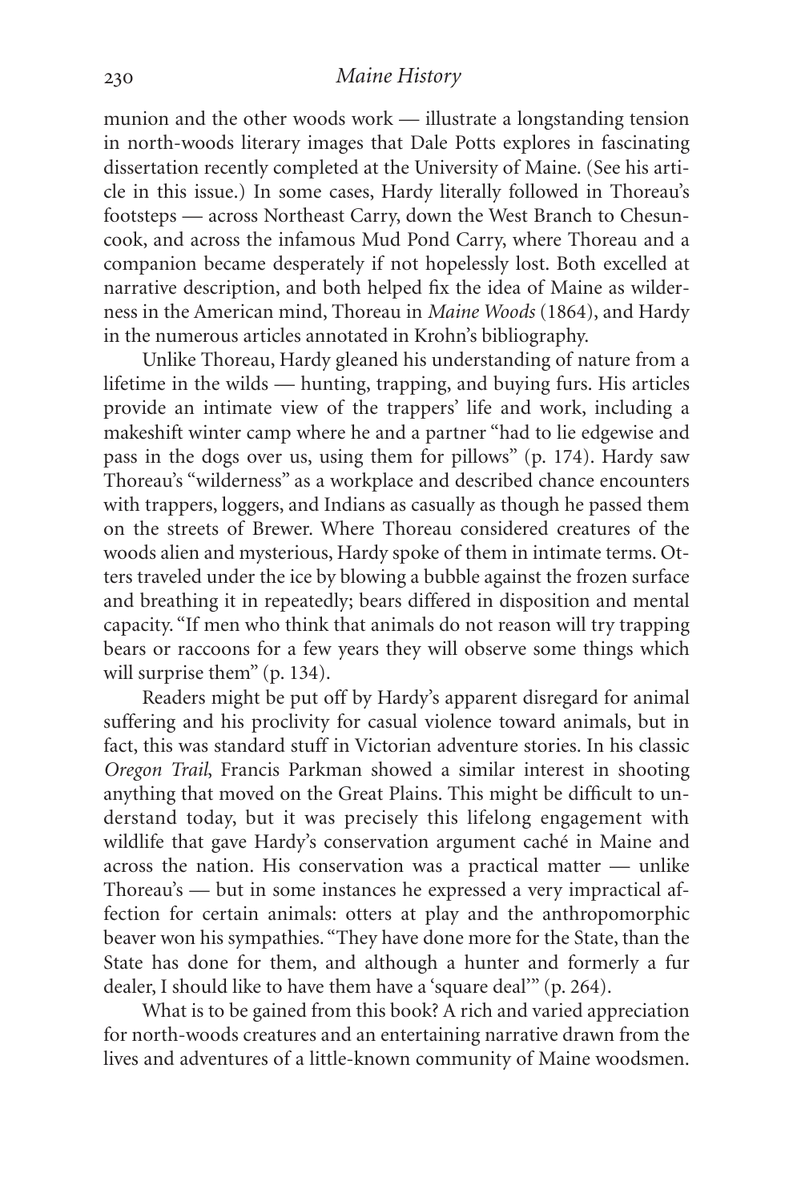munion and the other woods work — illustrate a longstanding tension in north-woods literary images that Dale Potts explores in fascinating dissertation recently completed at the University of Maine. (See his article in this issue.) In some cases, Hardy literally followed in Thoreau's footsteps — across Northeast Carry, down the West Branch to Chesuncook, and across the infamous Mud Pond Carry, where Thoreau and a companion became desperately if not hopelessly lost. Both excelled at narrative description, and both helped fix the idea of Maine as wilderness in the American mind, Thoreau in *Maine Woods* (1864), and Hardy in the numerous articles annotated in Krohn's bibliography.

Unlike Thoreau, Hardy gleaned his understanding of nature from a lifetime in the wilds — hunting, trapping, and buying furs. His articles provide an intimate view of the trappers' life and work, including a makeshift winter camp where he and a partner "had to lie edgewise and pass in the dogs over us, using them for pillows" (p. 174). Hardy saw Thoreau's "wilderness" as a workplace and described chance encounters with trappers, loggers, and Indians as casually as though he passed them on the streets of Brewer. Where Thoreau considered creatures of the woods alien and mysterious, Hardy spoke of them in intimate terms. Otters traveled under the ice by blowing a bubble against the frozen surface and breathing it in repeatedly; bears differed in disposition and mental capacity. "If men who think that animals do not reason will try trapping bears or raccoons for a few years they will observe some things which will surprise them" (p. 134).

Readers might be put off by Hardy's apparent disregard for animal suffering and his proclivity for casual violence toward animals, but in fact, this was standard stuff in Victorian adventure stories. In his classic *Oregon Trail*, Francis Parkman showed a similar interest in shooting anything that moved on the Great Plains. This might be difficult to understand today, but it was precisely this lifelong engagement with wildlife that gave Hardy's conservation argument caché in Maine and across the nation. His conservation was a practical matter — unlike Thoreau's — but in some instances he expressed a very impractical affection for certain animals: otters at play and the anthropomorphic beaver won his sympathies. "They have done more for the State, than the State has done for them, and although a hunter and formerly a fur dealer, I should like to have them have a 'square deal'" (p. 264).

What is to be gained from this book? A rich and varied appreciation for north-woods creatures and an entertaining narrative drawn from the lives and adventures of a little-known community of Maine woodsmen.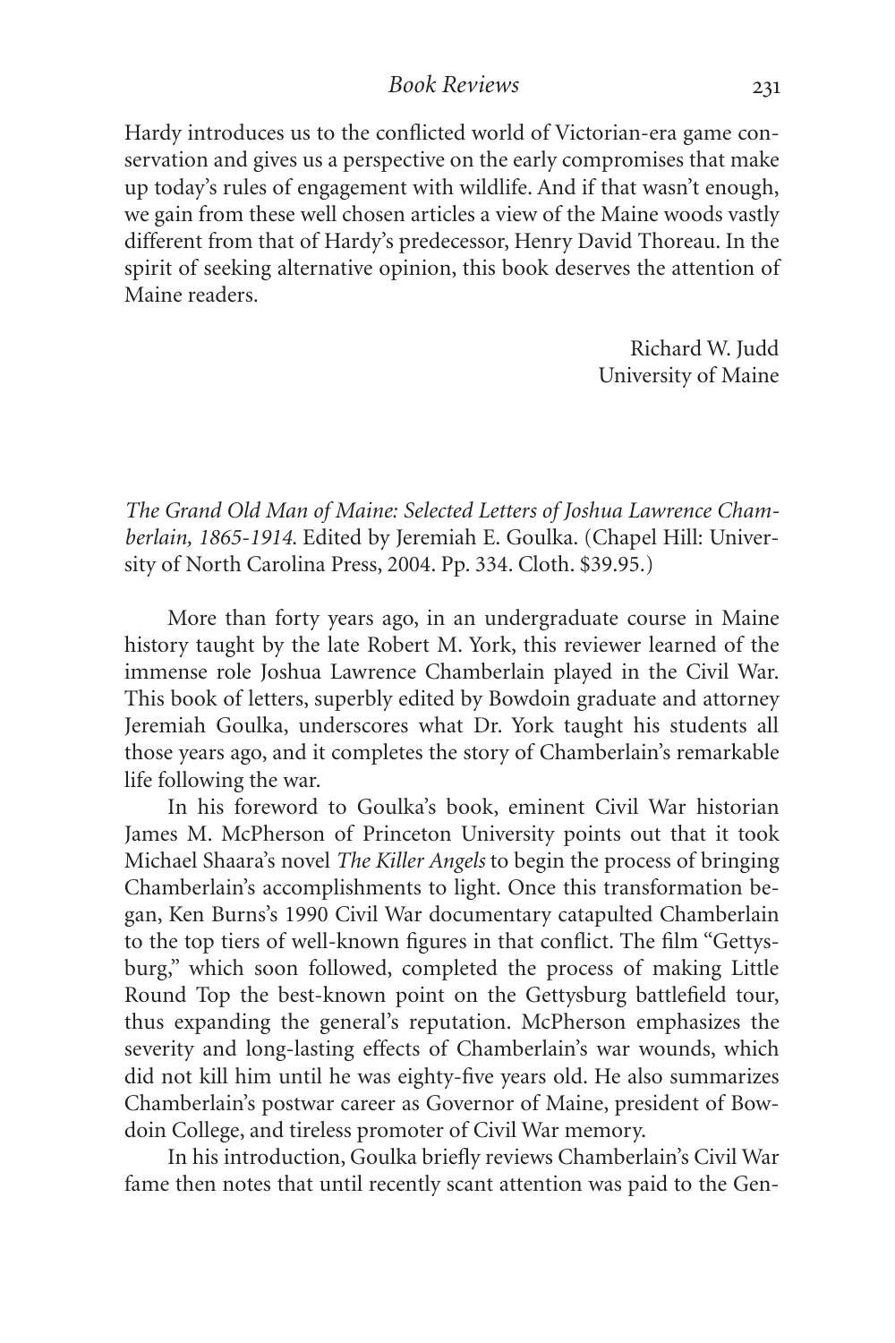Hardy introduces us to the conflicted world of Victorian-era game conservation and gives us a perspective on the early compromises that make up today's rules of engagement with wildlife. And if that wasn't enough, we gain from these well chosen articles a view of the Maine woods vastly different from that of Hardy's predecessor, Henry David Thoreau. In the spirit of seeking alternative opinion, this book deserves the attention of Maine readers.

Richard W. Judd
University of Maine

*The Grand Old Man of Maine: Selected Letters of Joshua Lawrence Chamberlain, 1865-1914.* Edited by Jeremiah E. Goulka. (Chapel Hill: University of North Carolina Press, 2004. Pp. 334. Cloth. $39.95.)

More than forty years ago, in an undergraduate course in Maine history taught by the late Robert M. York, this reviewer learned of the immense role Joshua Lawrence Chamberlain played in the Civil War. This book of letters, superbly edited by Bowdoin graduate and attorney Jeremiah Goulka, underscores what Dr. York taught his students all those years ago, and it completes the story of Chamberlain's remarkable life following the war.

In his foreword to Goulka's book, eminent Civil War historian James M. McPherson of Princeton University points out that it took Michael Shaara's novel *The Killer Angels* to begin the process of bringing Chamberlain's accomplishments to light. Once this transformation began, Ken Burns's 1990 Civil War documentary catapulted Chamberlain to the top tiers of well-known figures in that conflict. The film "Gettysburg," which soon followed, completed the process of making Little Round Top the best-known point on the Gettysburg battlefield tour, thus expanding the general's reputation. McPherson emphasizes the severity and long-lasting effects of Chamberlain's war wounds, which did not kill him until he was eighty-five years old. He also summarizes Chamberlain's postwar career as Governor of Maine, president of Bowdoin College, and tireless promoter of Civil War memory.

In his introduction, Goulka briefly reviews Chamberlain's Civil War fame then notes that until recently scant attention was paid to the Gen-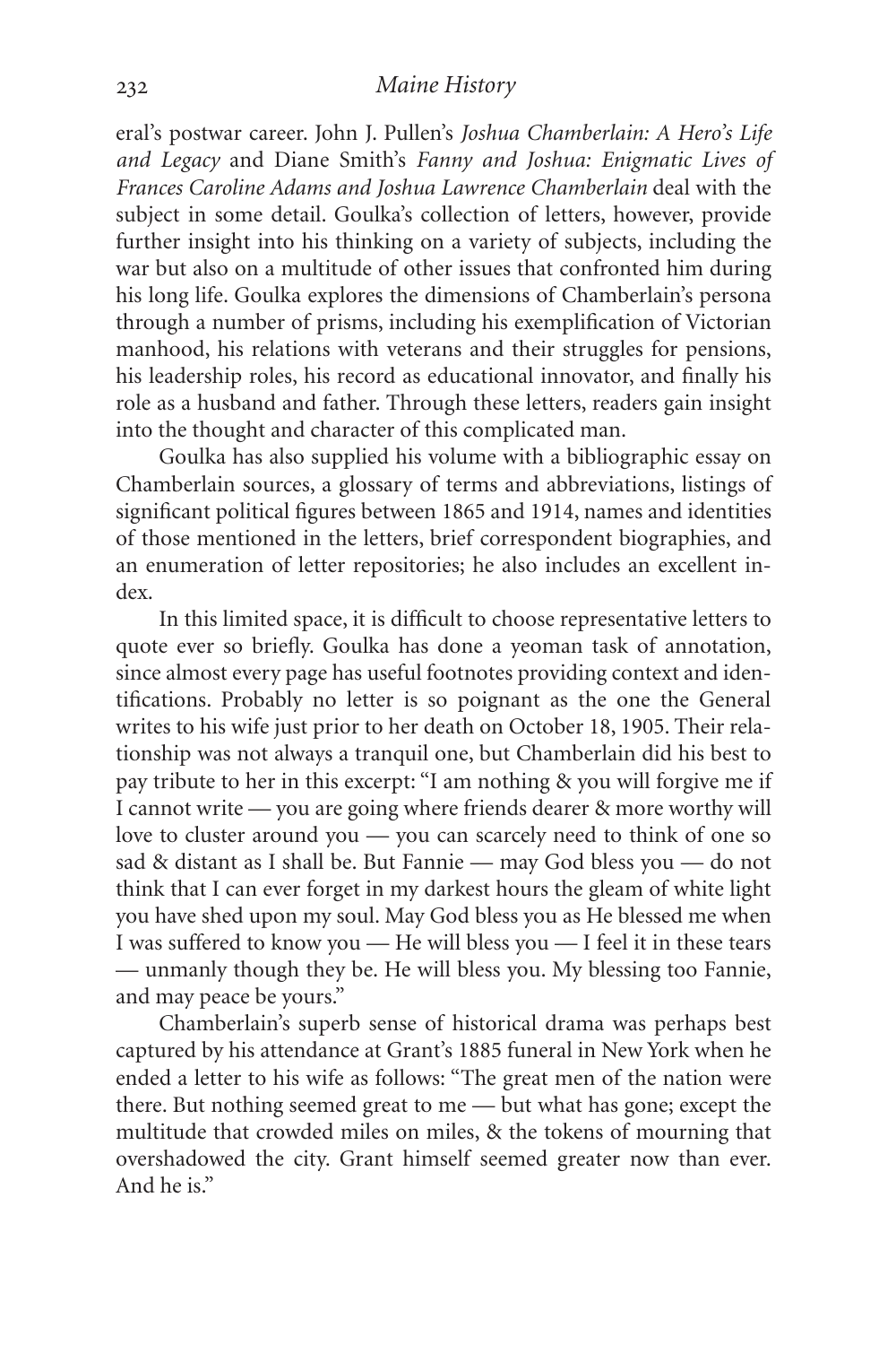eral's postwar career. John J. Pullen's *Joshua Chamberlain: A Hero's Life and Legacy* and Diane Smith's *Fanny and Joshua: Enigmatic Lives of Frances Caroline Adams and Joshua Lawrence Chamberlain* deal with the subject in some detail. Goulka's collection of letters, however, provide further insight into his thinking on a variety of subjects, including the war but also on a multitude of other issues that confronted him during his long life. Goulka explores the dimensions of Chamberlain's persona through a number of prisms, including his exemplification of Victorian manhood, his relations with veterans and their struggles for pensions, his leadership roles, his record as educational innovator, and finally his role as a husband and father. Through these letters, readers gain insight into the thought and character of this complicated man.

Goulka has also supplied his volume with a bibliographic essay on Chamberlain sources, a glossary of terms and abbreviations, listings of significant political figures between 1865 and 1914, names and identities of those mentioned in the letters, brief correspondent biographies, and an enumeration of letter repositories; he also includes an excellent index.

In this limited space, it is difficult to choose representative letters to quote ever so briefly. Goulka has done a yeoman task of annotation, since almost every page has useful footnotes providing context and identifications. Probably no letter is so poignant as the one the General writes to his wife just prior to her death on October 18, 1905. Their relationship was not always a tranquil one, but Chamberlain did his best to pay tribute to her in this excerpt: "I am nothing & you will forgive me if I cannot write — you are going where friends dearer & more worthy will love to cluster around you — you can scarcely need to think of one so sad & distant as I shall be. But Fannie — may God bless you — do not think that I can ever forget in my darkest hours the gleam of white light you have shed upon my soul. May God bless you as He blessed me when I was suffered to know you — He will bless you — I feel it in these tears — unmanly though they be. He will bless you. My blessing too Fannie, and may peace be yours."

Chamberlain's superb sense of historical drama was perhaps best captured by his attendance at Grant's 1885 funeral in New York when he ended a letter to his wife as follows: "The great men of the nation were there. But nothing seemed great to me — but what has gone; except the multitude that crowded miles on miles, & the tokens of mourning that overshadowed the city. Grant himself seemed greater now than ever. And he is."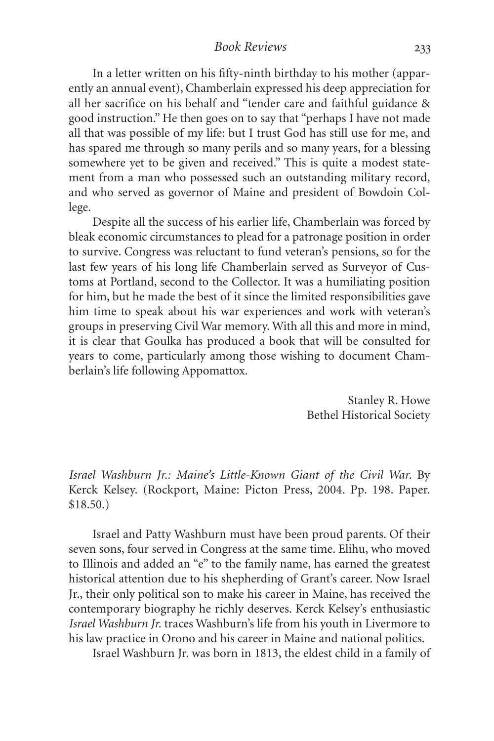In a letter written on his fifty-ninth birthday to his mother (apparently an annual event), Chamberlain expressed his deep appreciation for all her sacrifice on his behalf and "tender care and faithful guidance & good instruction." He then goes on to say that "perhaps I have not made all that was possible of my life: but I trust God has still use for me, and has spared me through so many perils and so many years, for a blessing somewhere yet to be given and received." This is quite a modest statement from a man who possessed such an outstanding military record, and who served as governor of Maine and president of Bowdoin College.

Despite all the success of his earlier life, Chamberlain was forced by bleak economic circumstances to plead for a patronage position in order to survive. Congress was reluctant to fund veteran's pensions, so for the last few years of his long life Chamberlain served as Surveyor of Customs at Portland, second to the Collector. It was a humiliating position for him, but he made the best of it since the limited responsibilities gave him time to speak about his war experiences and work with veteran's groups in preserving Civil War memory. With all this and more in mind, it is clear that Goulka has produced a book that will be consulted for years to come, particularly among those wishing to document Chamberlain's life following Appomattox.

Stanley R. Howe
Bethel Historical Society

*Israel Washburn Jr.: Maine's Little-Known Giant of the Civil War.* By Kerck Kelsey. (Rockport, Maine: Picton Press, 2004. Pp. 198. Paper. $18.50.)

Israel and Patty Washburn must have been proud parents. Of their seven sons, four served in Congress at the same time. Elihu, who moved to Illinois and added an "e" to the family name, has earned the greatest historical attention due to his shepherding of Grant's career. Now Israel Jr., their only political son to make his career in Maine, has received the contemporary biography he richly deserves. Kerck Kelsey's enthusiastic *Israel Washburn Jr.* traces Washburn's life from his youth in Livermore to his law practice in Orono and his career in Maine and national politics.

Israel Washburn Jr. was born in 1813, the eldest child in a family of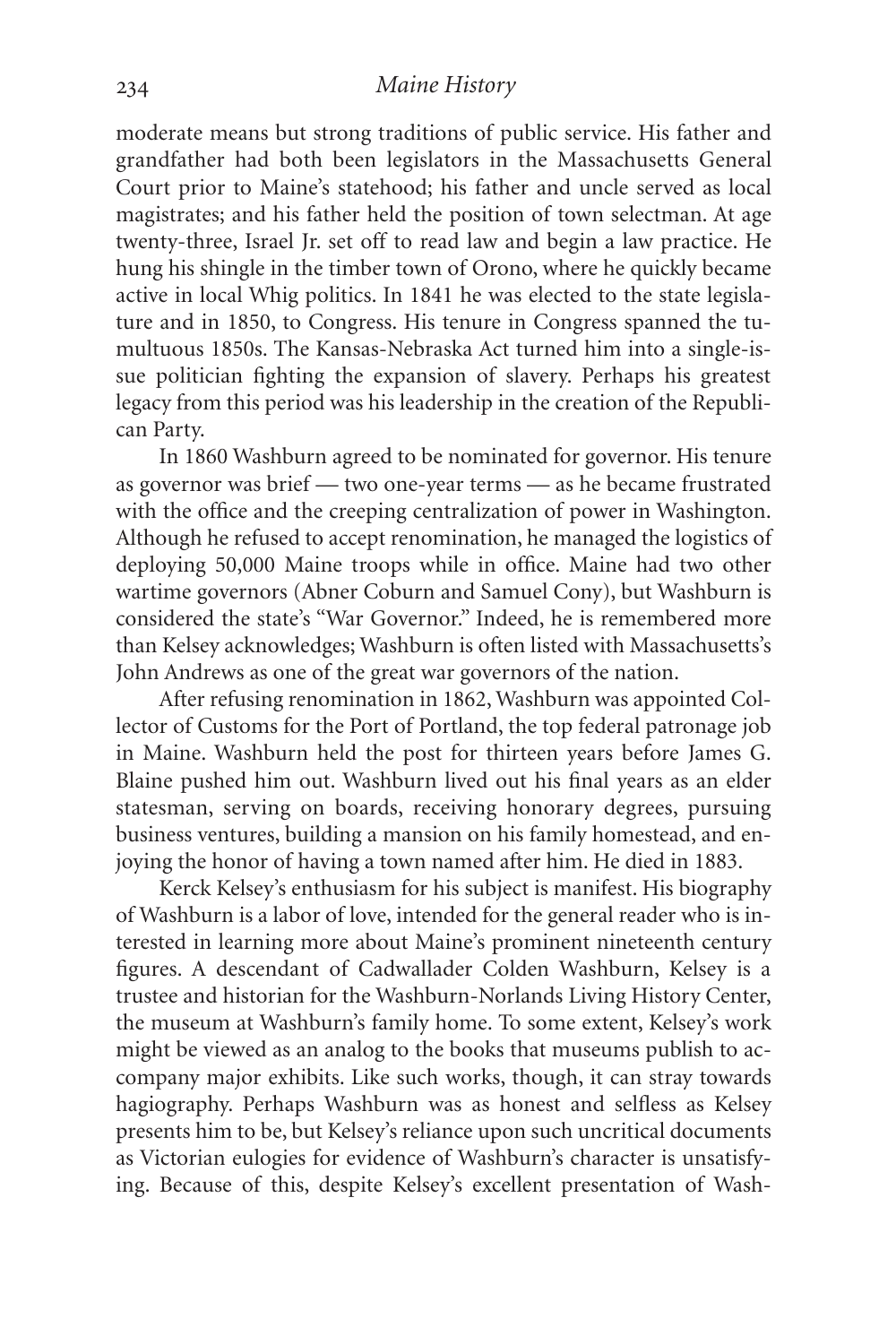moderate means but strong traditions of public service. His father and grandfather had both been legislators in the Massachusetts General Court prior to Maine's statehood; his father and uncle served as local magistrates; and his father held the position of town selectman. At age twenty-three, Israel Jr. set off to read law and begin a law practice. He hung his shingle in the timber town of Orono, where he quickly became active in local Whig politics. In 1841 he was elected to the state legislature and in 1850, to Congress. His tenure in Congress spanned the tumultuous 1850s. The Kansas-Nebraska Act turned him into a single-issue politician fighting the expansion of slavery. Perhaps his greatest legacy from this period was his leadership in the creation of the Republican Party.

In 1860 Washburn agreed to be nominated for governor. His tenure as governor was brief — two one-year terms — as he became frustrated with the office and the creeping centralization of power in Washington. Although he refused to accept renomination, he managed the logistics of deploying 50,000 Maine troops while in office. Maine had two other wartime governors (Abner Coburn and Samuel Cony), but Washburn is considered the state's "War Governor." Indeed, he is remembered more than Kelsey acknowledges; Washburn is often listed with Massachusetts's John Andrews as one of the great war governors of the nation.

After refusing renomination in 1862, Washburn was appointed Collector of Customs for the Port of Portland, the top federal patronage job in Maine. Washburn held the post for thirteen years before James G. Blaine pushed him out. Washburn lived out his final years as an elder statesman, serving on boards, receiving honorary degrees, pursuing business ventures, building a mansion on his family homestead, and enjoying the honor of having a town named after him. He died in 1883.

Kerck Kelsey's enthusiasm for his subject is manifest. His biography of Washburn is a labor of love, intended for the general reader who is interested in learning more about Maine's prominent nineteenth century figures. A descendant of Cadwallader Colden Washburn, Kelsey is a trustee and historian for the Washburn-Norlands Living History Center, the museum at Washburn's family home. To some extent, Kelsey's work might be viewed as an analog to the books that museums publish to accompany major exhibits. Like such works, though, it can stray towards hagiography. Perhaps Washburn was as honest and selfless as Kelsey presents him to be, but Kelsey's reliance upon such uncritical documents as Victorian eulogies for evidence of Washburn's character is unsatisfying. Because of this, despite Kelsey's excellent presentation of Wash-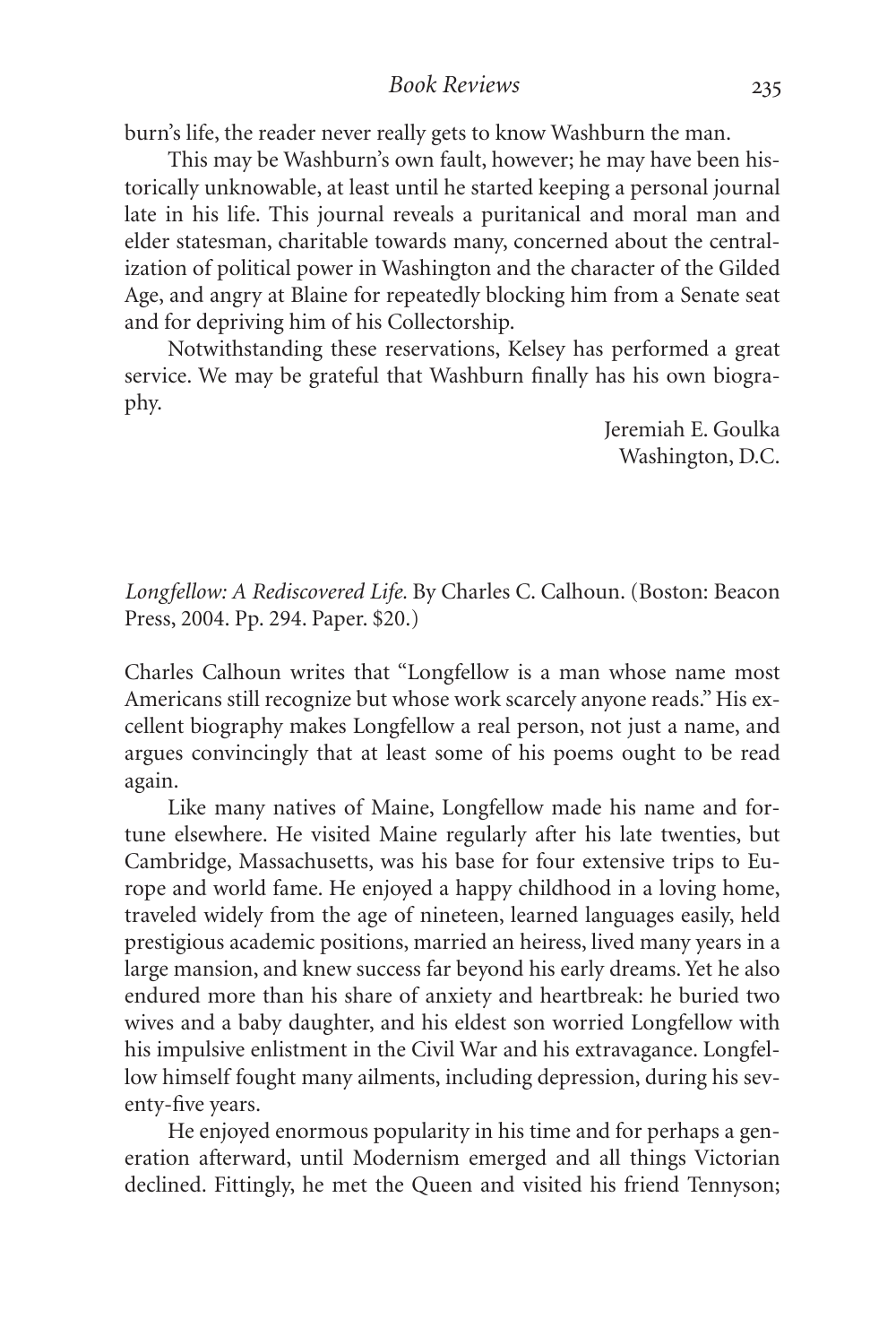burn's life, the reader never really gets to know Washburn the man.

This may be Washburn's own fault, however; he may have been historically unknowable, at least until he started keeping a personal journal late in his life. This journal reveals a puritanical and moral man and elder statesman, charitable towards many, concerned about the centralization of political power in Washington and the character of the Gilded Age, and angry at Blaine for repeatedly blocking him from a Senate seat and for depriving him of his Collectorship.

Notwithstanding these reservations, Kelsey has performed a great service. We may be grateful that Washburn finally has his own biography.

Jeremiah E. Goulka
Washington, D.C.

*Longfellow: A Rediscovered Life.* By Charles C. Calhoun. (Boston: Beacon Press, 2004. Pp. 294. Paper. $20.)

Charles Calhoun writes that "Longfellow is a man whose name most Americans still recognize but whose work scarcely anyone reads." His excellent biography makes Longfellow a real person, not just a name, and argues convincingly that at least some of his poems ought to be read again.

Like many natives of Maine, Longfellow made his name and fortune elsewhere. He visited Maine regularly after his late twenties, but Cambridge, Massachusetts, was his base for four extensive trips to Europe and world fame. He enjoyed a happy childhood in a loving home, traveled widely from the age of nineteen, learned languages easily, held prestigious academic positions, married an heiress, lived many years in a large mansion, and knew success far beyond his early dreams. Yet he also endured more than his share of anxiety and heartbreak: he buried two wives and a baby daughter, and his eldest son worried Longfellow with his impulsive enlistment in the Civil War and his extravagance. Longfellow himself fought many ailments, including depression, during his seventy-five years.

He enjoyed enormous popularity in his time and for perhaps a generation afterward, until Modernism emerged and all things Victorian declined. Fittingly, he met the Queen and visited his friend Tennyson;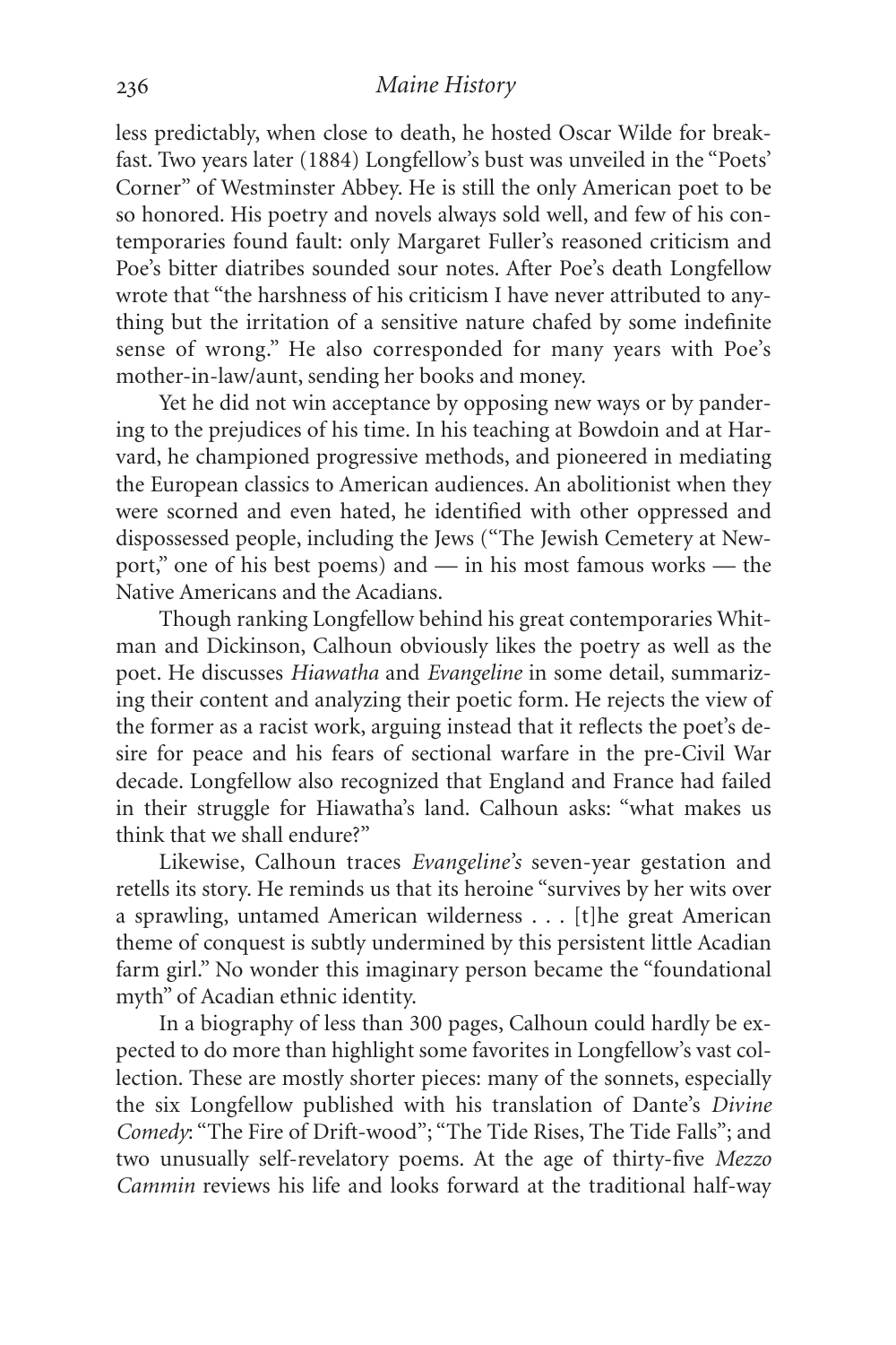less predictably, when close to death, he hosted Oscar Wilde for breakfast. Two years later (1884) Longfellow's bust was unveiled in the "Poets' Corner" of Westminster Abbey. He is still the only American poet to be so honored. His poetry and novels always sold well, and few of his contemporaries found fault: only Margaret Fuller's reasoned criticism and Poe's bitter diatribes sounded sour notes. After Poe's death Longfellow wrote that "the harshness of his criticism I have never attributed to anything but the irritation of a sensitive nature chafed by some indefinite sense of wrong." He also corresponded for many years with Poe's mother-in-law/aunt, sending her books and money.

Yet he did not win acceptance by opposing new ways or by pandering to the prejudices of his time. In his teaching at Bowdoin and at Harvard, he championed progressive methods, and pioneered in mediating the European classics to American audiences. An abolitionist when they were scorned and even hated, he identified with other oppressed and dispossessed people, including the Jews ("The Jewish Cemetery at Newport," one of his best poems) and — in his most famous works — the Native Americans and the Acadians.

Though ranking Longfellow behind his great contemporaries Whitman and Dickinson, Calhoun obviously likes the poetry as well as the poet. He discusses *Hiawatha* and *Evangeline* in some detail, summarizing their content and analyzing their poetic form. He rejects the view of the former as a racist work, arguing instead that it reflects the poet's desire for peace and his fears of sectional warfare in the pre-Civil War decade. Longfellow also recognized that England and France had failed in their struggle for Hiawatha's land. Calhoun asks: "what makes us think that we shall endure?"

Likewise, Calhoun traces *Evangeline's* seven-year gestation and retells its story. He reminds us that its heroine "survives by her wits over a sprawling, untamed American wilderness . . . [t]he great American theme of conquest is subtly undermined by this persistent little Acadian farm girl." No wonder this imaginary person became the "foundational myth" of Acadian ethnic identity.

In a biography of less than 300 pages, Calhoun could hardly be expected to do more than highlight some favorites in Longfellow's vast collection. These are mostly shorter pieces: many of the sonnets, especially the six Longfellow published with his translation of Dante's *Divine Comedy*: "The Fire of Drift-wood"; "The Tide Rises, The Tide Falls"; and two unusually self-revelatory poems. At the age of thirty-five *Mezzo Cammin* reviews his life and looks forward at the traditional half-way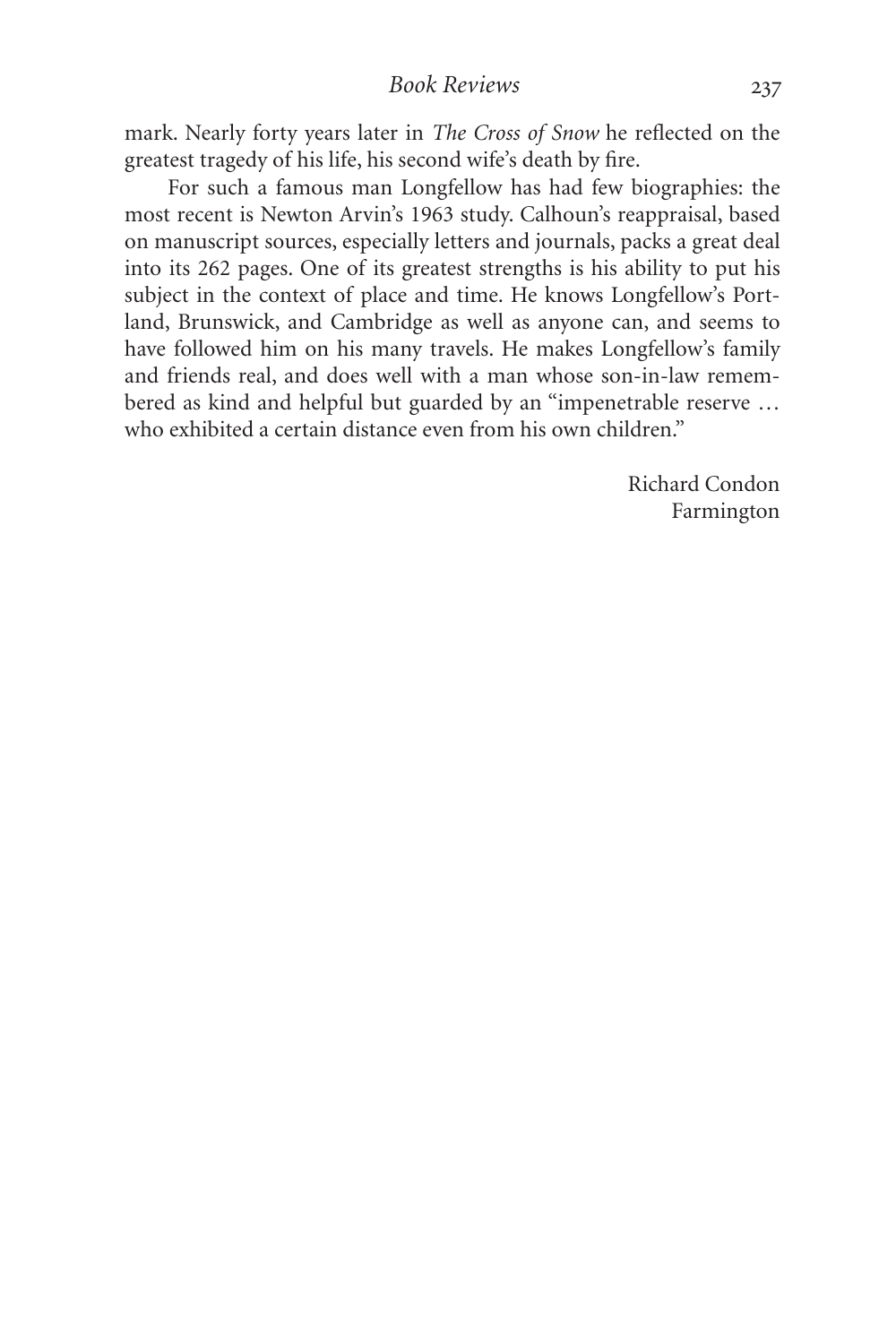mark. Nearly forty years later in *The Cross of Snow* he reflected on the greatest tragedy of his life, his second wife's death by fire.

For such a famous man Longfellow has had few biographies: the most recent is Newton Arvin's 1963 study. Calhoun's reappraisal, based on manuscript sources, especially letters and journals, packs a great deal into its 262 pages. One of its greatest strengths is his ability to put his subject in the context of place and time. He knows Longfellow's Portland, Brunswick, and Cambridge as well as anyone can, and seems to have followed him on his many travels. He makes Longfellow's family and friends real, and does well with a man whose son-in-law remembered as kind and helpful but guarded by an "impenetrable reserve … who exhibited a certain distance even from his own children."

Richard Condon
Farmington